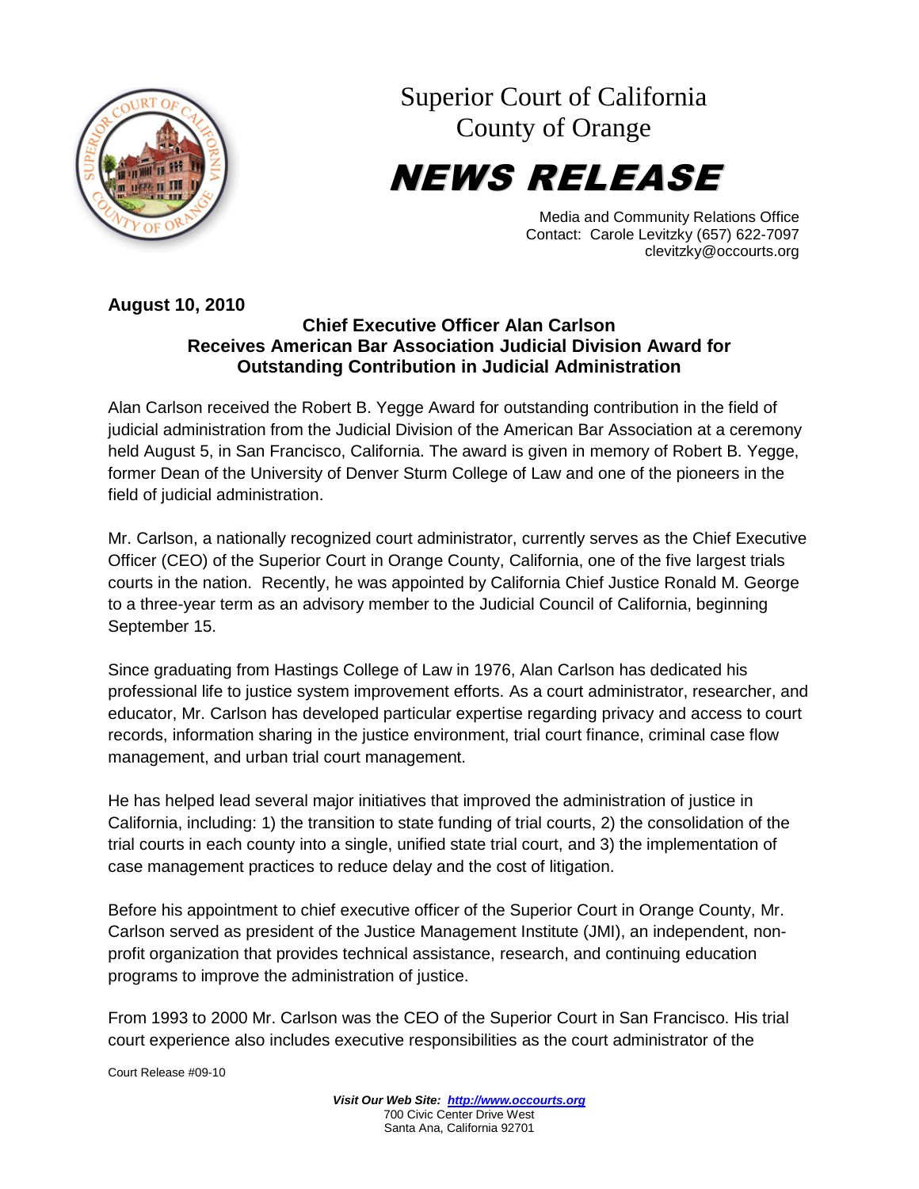# Superior Court of California
# County of Orange

## NEWS RELEASE

Media and Community Relations Office
Contact: Carole Levitzky (657) 622-7097
clevitzky@occourts.org

**August 10, 2010**

**Chief Executive Officer Alan Carlson**
**Receives American Bar Association Judicial Division Award for Outstanding Contribution in Judicial Administration**

Alan Carlson received the Robert B. Yegge Award for outstanding contribution in the field of judicial administration from the Judicial Division of the American Bar Association at a ceremony held August 5, in San Francisco, California. The award is given in memory of Robert B. Yegge, former Dean of the University of Denver Sturm College of Law and one of the pioneers in the field of judicial administration.

Mr. Carlson, a nationally recognized court administrator, currently serves as the Chief Executive Officer (CEO) of the Superior Court in Orange County, California, one of the five largest trials courts in the nation. Recently, he was appointed by California Chief Justice Ronald M. George to a three-year term as an advisory member to the Judicial Council of California, beginning September 15.

Since graduating from Hastings College of Law in 1976, Alan Carlson has dedicated his professional life to justice system improvement efforts. As a court administrator, researcher, and educator, Mr. Carlson has developed particular expertise regarding privacy and access to court records, information sharing in the justice environment, trial court finance, criminal case flow management, and urban trial court management.

He has helped lead several major initiatives that improved the administration of justice in California, including: 1) the transition to state funding of trial courts, 2) the consolidation of the trial courts in each county into a single, unified state trial court, and 3) the implementation of case management practices to reduce delay and the cost of litigation.

Before his appointment to chief executive officer of the Superior Court in Orange County, Mr. Carlson served as president of the Justice Management Institute (JMI), an independent, non-profit organization that provides technical assistance, research, and continuing education programs to improve the administration of justice.

From 1993 to 2000 Mr. Carlson was the CEO of the Superior Court in San Francisco. His trial court experience also includes executive responsibilities as the court administrator of the

Court Release #09-10

***Visit Our Web Site: http://www.occourts.org***
700 Civic Center Drive West
Santa Ana, California 92701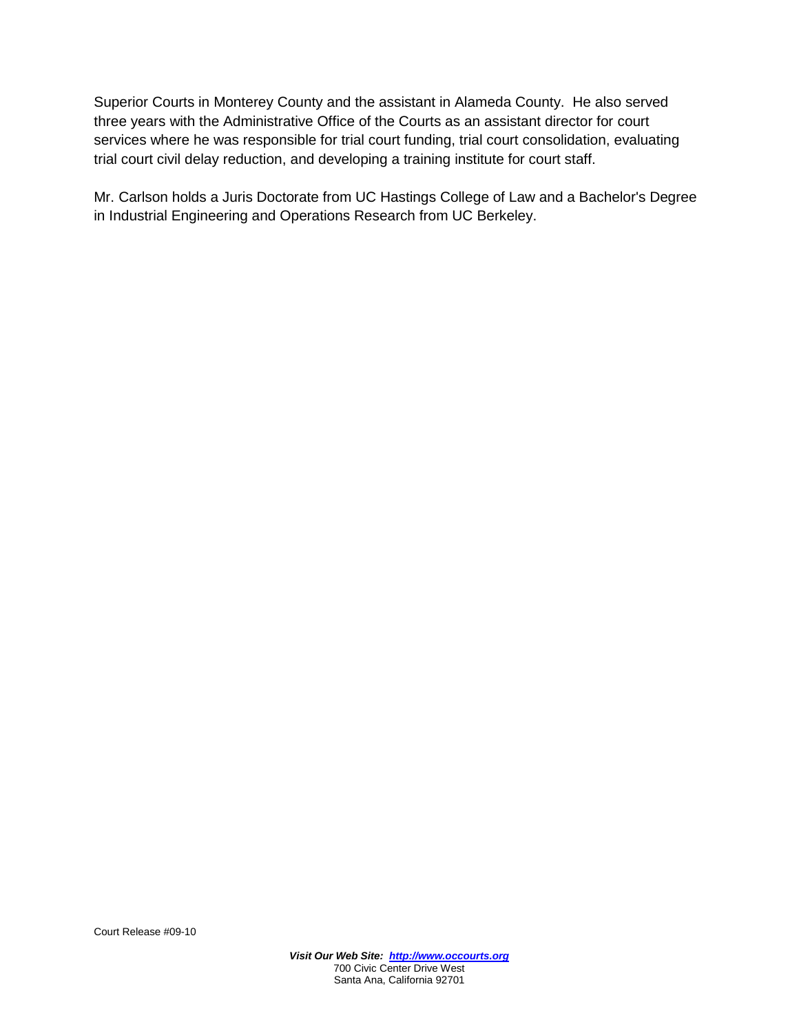Superior Courts in Monterey County and the assistant in Alameda County. He also served three years with the Administrative Office of the Courts as an assistant director for court services where he was responsible for trial court funding, trial court consolidation, evaluating trial court civil delay reduction, and developing a training institute for court staff.

Mr. Carlson holds a Juris Doctorate from UC Hastings College of Law and a Bachelor's Degree in Industrial Engineering and Operations Research from UC Berkeley.

Court Release #09-10

***Visit Our Web Site: [http://www.occourts.org](http://www.occourts.org)***
700 Civic Center Drive West
Santa Ana, California 92701